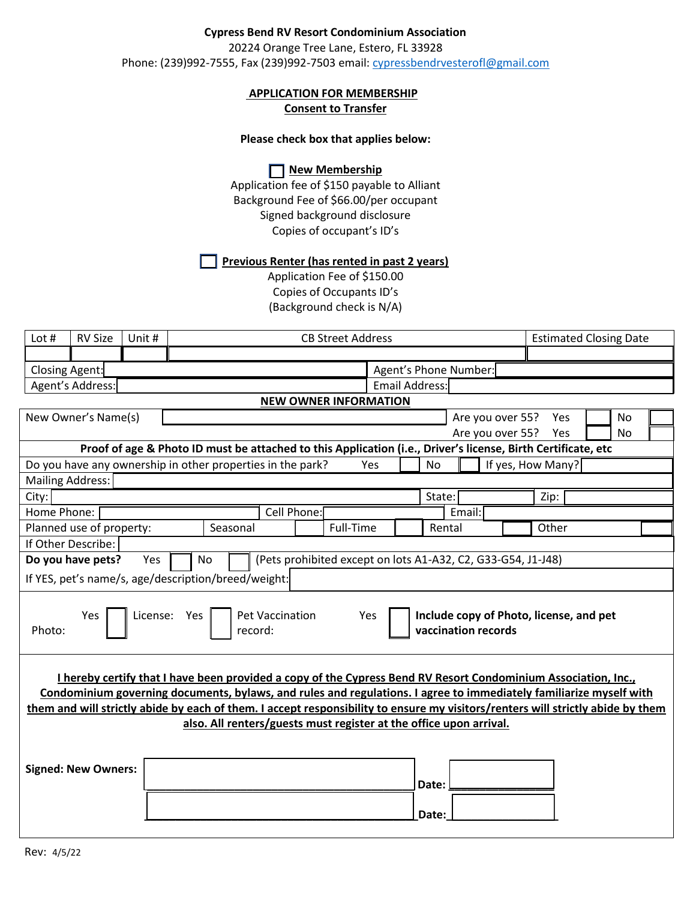**Cypress Bend RV Resort Condominium Association**

20224 Orange Tree Lane, Estero, FL 33928

Phone: (239)992-7555, Fax (239)992-7503 email: cypressbendrvesterofl@gmail.com

**APPLICATION FOR MEMBERSHIP**

**Consent to Transfer**

**Please check box that applies below:**

☐ **New Membership**

Application fee of $150 payable to Alliant

Background Fee of $66.00/per occupant

Signed background disclosure

Copies of occupant's ID's

☐ **Previous Renter (has rented in past 2 years)**

Application Fee of $150.00

Copies of Occupants ID's

(Background check is N/A)

| Lot # | RV Size | Unit # | CB Street Address | Estimated Closing Date |
|---|---|---|---|---|
| | | | | |

| Closing Agent: | | Agent's Phone Number: | |
|---|---|---|---|
| Agent's Address: | | Email Address: | |

**NEW OWNER INFORMATION**

| New Owner's Name(s) | | Are you over 55? Yes ☐ No ☐ |
|---|---|---|
| | | Are you over 55? Yes ☐ No ☐ |

**Proof of age & Photo ID must be attached to this Application (i.e., Driver's license, Birth Certificate, etc**

Do you have any ownership in other properties in the park? Yes ☐ No ☐ If yes, How Many? \_\_\_\_\_\_

Mailing Address: \_\_\_\_\_\_

City: \_\_\_\_\_\_ State: \_\_\_\_\_\_ Zip: \_\_\_\_\_\_

Home Phone: \_\_\_\_\_\_ Cell Phone: \_\_\_\_\_\_ Email: \_\_\_\_\_\_

Planned use of property: Seasonal ☐ Full-Time ☐ Rental ☐ Other ☐

If Other Describe: \_\_\_\_\_\_

**Do you have pets?** Yes ☐ No ☐ (Pets prohibited except on lots A1-A32, C2, G33-G54, J1-J48)

If YES, pet's name/s, age/description/breed/weight: \_\_\_\_\_\_

Photo: Yes ☐ License: Yes ☐ Pet Vaccination record: Yes ☐ **Include copy of Photo, license, and pet vaccination records**

**I hereby certify that I have been provided a copy of the Cypress Bend RV Resort Condominium Association, Inc., Condominium governing documents, bylaws, and rules and regulations. I agree to immediately familiarize myself with them and will strictly abide by each of them. I accept responsibility to ensure my visitors/renters will strictly abide by them also. All renters/guests must register at the office upon arrival.**

**Signed: New Owners:** \_\_\_\_\_\_\_\_\_\_\_\_\_\_\_\_\_\_\_\_ **Date:** \_\_\_\_\_\_\_\_\_\_

\_\_\_\_\_\_\_\_\_\_\_\_\_\_\_\_\_\_\_\_ **Date:** \_\_\_\_\_\_\_\_\_\_

Rev: 4/5/22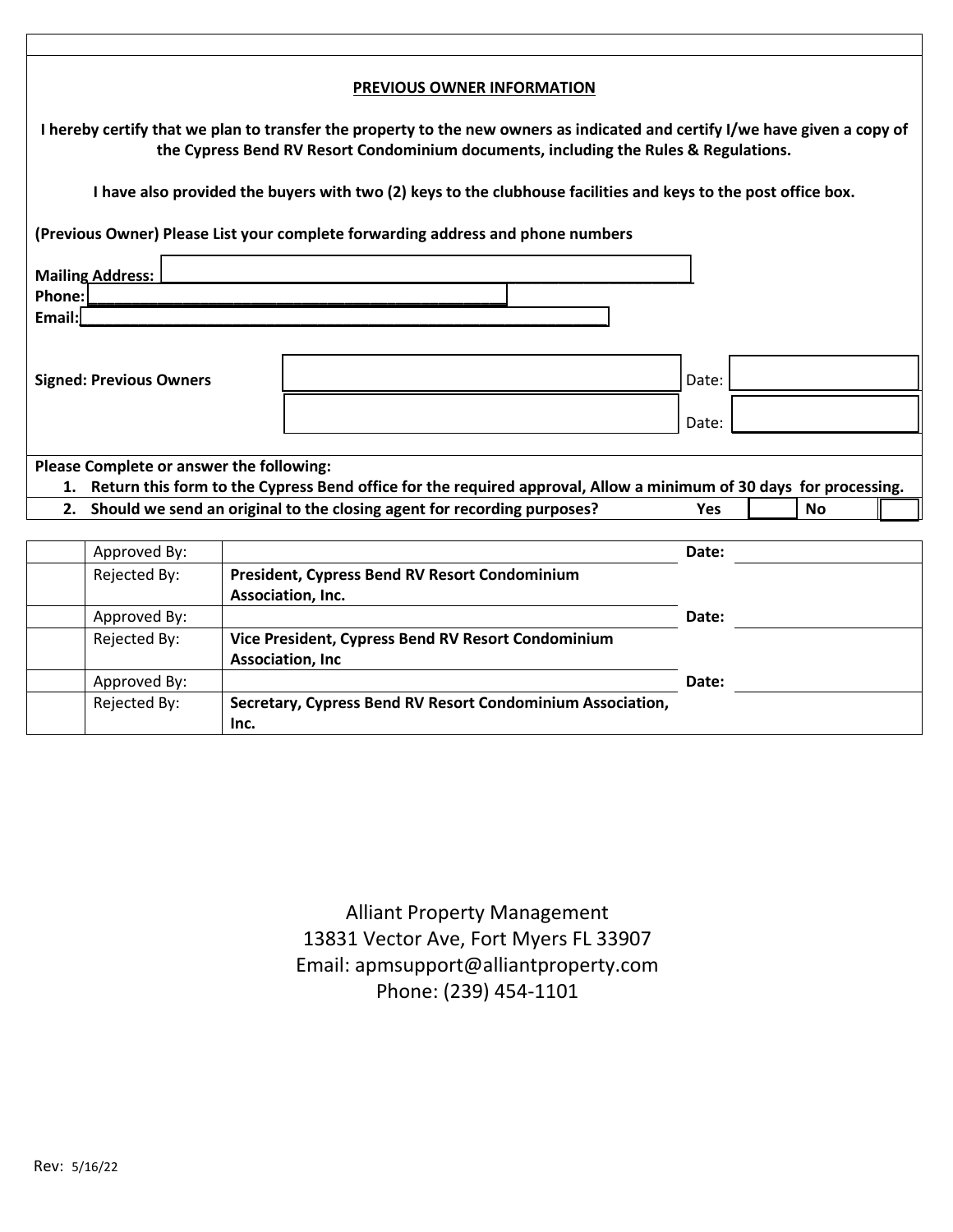## PREVIOUS OWNER INFORMATION

**I hereby certify that we plan to transfer the property to the new owners as indicated and certify I/we have given a copy of the Cypress Bend RV Resort Condominium documents, including the Rules & Regulations.**

**I have also provided the buyers with two (2) keys to the clubhouse facilities and keys to the post office box.**

**(Previous Owner) Please List your complete forwarding address and phone numbers**

**Mailing Address:** ______________________________________________

**Phone:** ______________________________________

**Email:** ______________________________________________

| **Signed: Previous Owners** | | Date: | |
|---|---|---|---|
| | | Date: | |

**Please Complete or answer the following:**

1. **Return this form to the Cypress Bend office for the required approval, Allow a minimum of 30 days for processing.**
2. **Should we send an original to the closing agent for recording purposes?** **Yes** ☐ **No** ☐

| | | | | |
|---|---|---|---|---|
| | Approved By: | | **Date:** | |
| | Rejected By: | **President, Cypress Bend RV Resort Condominium Association, Inc.** | | |
| | Approved By: | | **Date:** | |
| | Rejected By: | **Vice President, Cypress Bend RV Resort Condominium Association, Inc** | | |
| | Approved By: | | **Date:** | |
| | Rejected By: | **Secretary, Cypress Bend RV Resort Condominium Association, Inc.** | | |

Alliant Property Management
13831 Vector Ave, Fort Myers FL 33907
Email: apmsupport@alliantproperty.com
Phone: (239) 454-1101

Rev: 5/16/22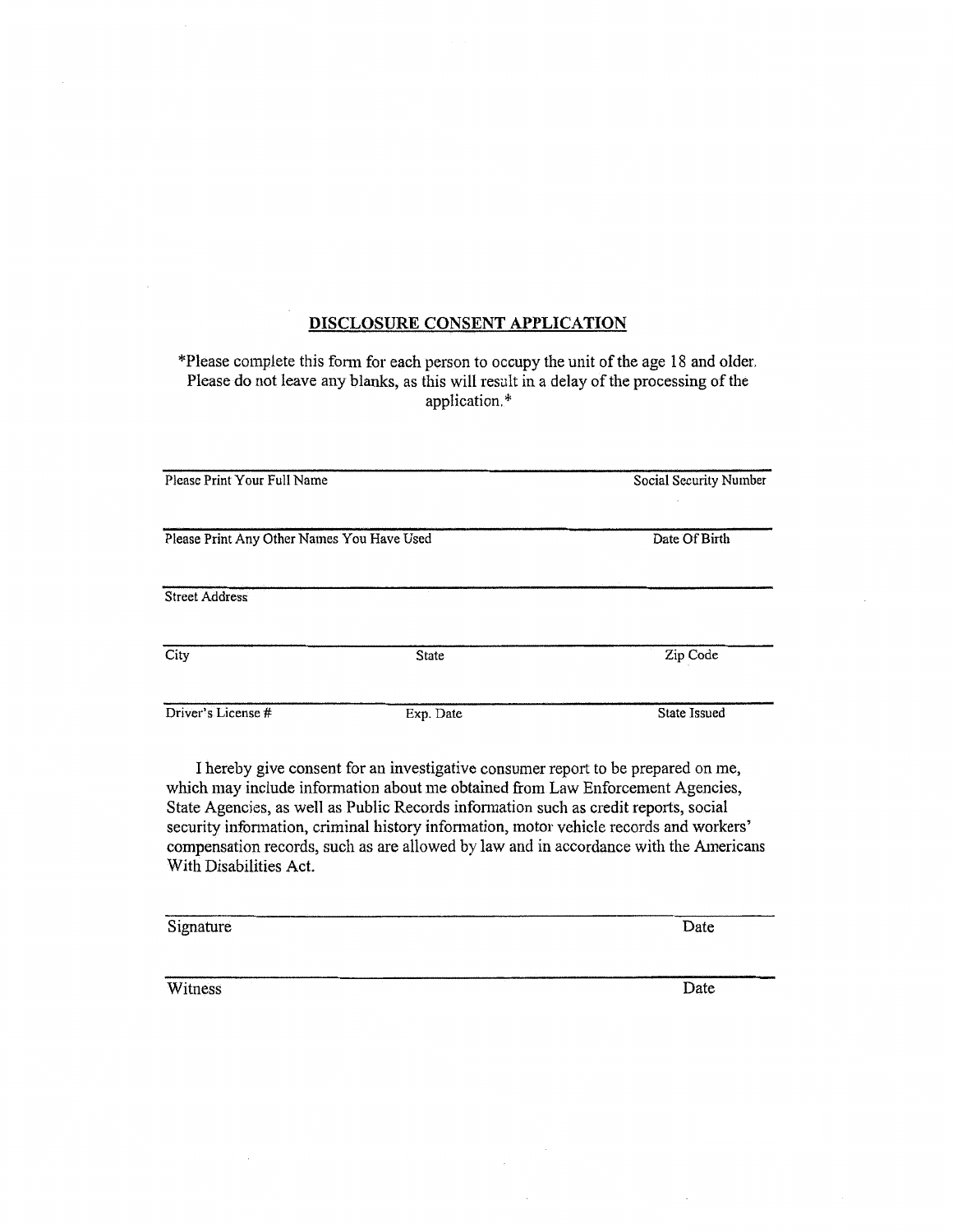## DISCLOSURE CONSENT APPLICATION

*Please complete this form for each person to occupy the unit of the age 18 and older. Please do not leave any blanks, as this will result in a delay of the processing of the application.*

| | | |
|---|---|---|
| Please Print Your Full Name | | Social Security Number |
| Please Print Any Other Names You Have Used | | Date Of Birth |
| Street Address | | |
| City | State | Zip Code |
| Driver's License # | Exp. Date | State Issued |

I hereby give consent for an investigative consumer report to be prepared on me, which may include information about me obtained from Law Enforcement Agencies, State Agencies, as well as Public Records information such as credit reports, social security information, criminal history information, motor vehicle records and workers' compensation records, such as are allowed by law and in accordance with the Americans With Disabilities Act.

| | |
|---|---|
| Signature | Date |
| Witness | Date |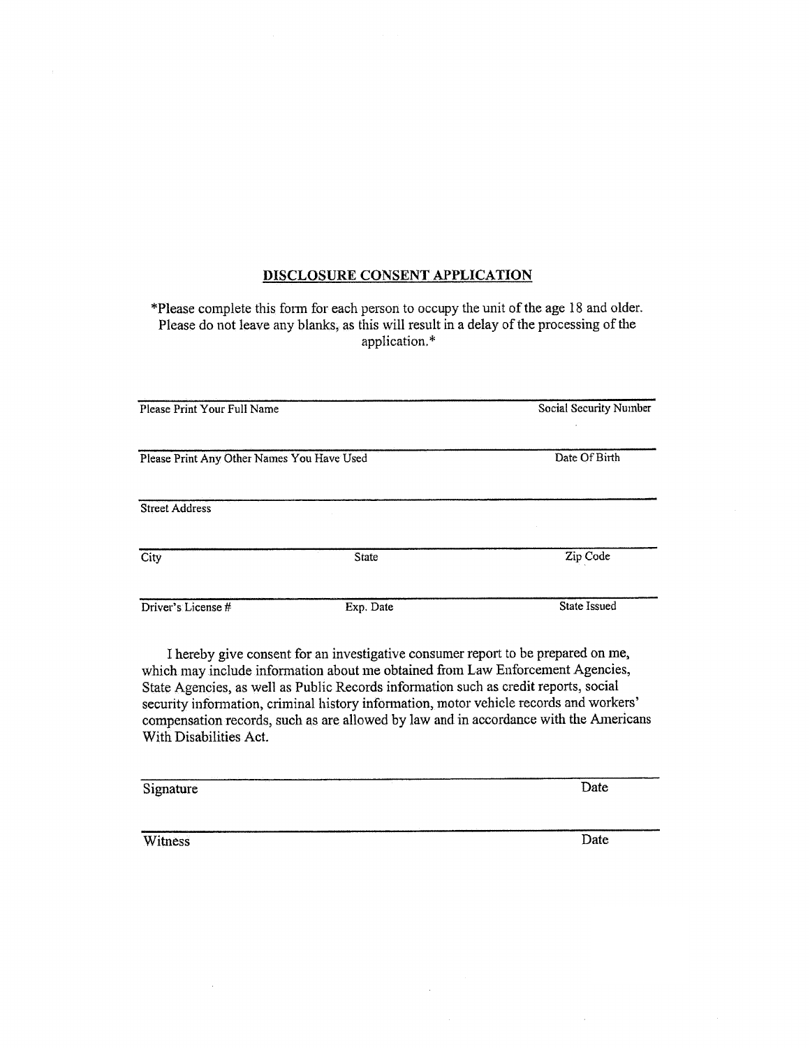## DISCLOSURE CONSENT APPLICATION

*Please complete this form for each person to occupy the unit of the age 18 and older. Please do not leave any blanks, as this will result in a delay of the processing of the application.*

| | | |
|---|---|---|
| Please Print Your Full Name | | Social Security Number |
| Please Print Any Other Names You Have Used | | Date Of Birth |
| Street Address | | |
| City | State | Zip Code |
| Driver's License # | Exp. Date | State Issued |

I hereby give consent for an investigative consumer report to be prepared on me, which may include information about me obtained from Law Enforcement Agencies, State Agencies, as well as Public Records information such as credit reports, social security information, criminal history information, motor vehicle records and workers' compensation records, such as are allowed by law and in accordance with the Americans With Disabilities Act.

| | |
|---|---|
| Signature | Date |
| Witness | Date |